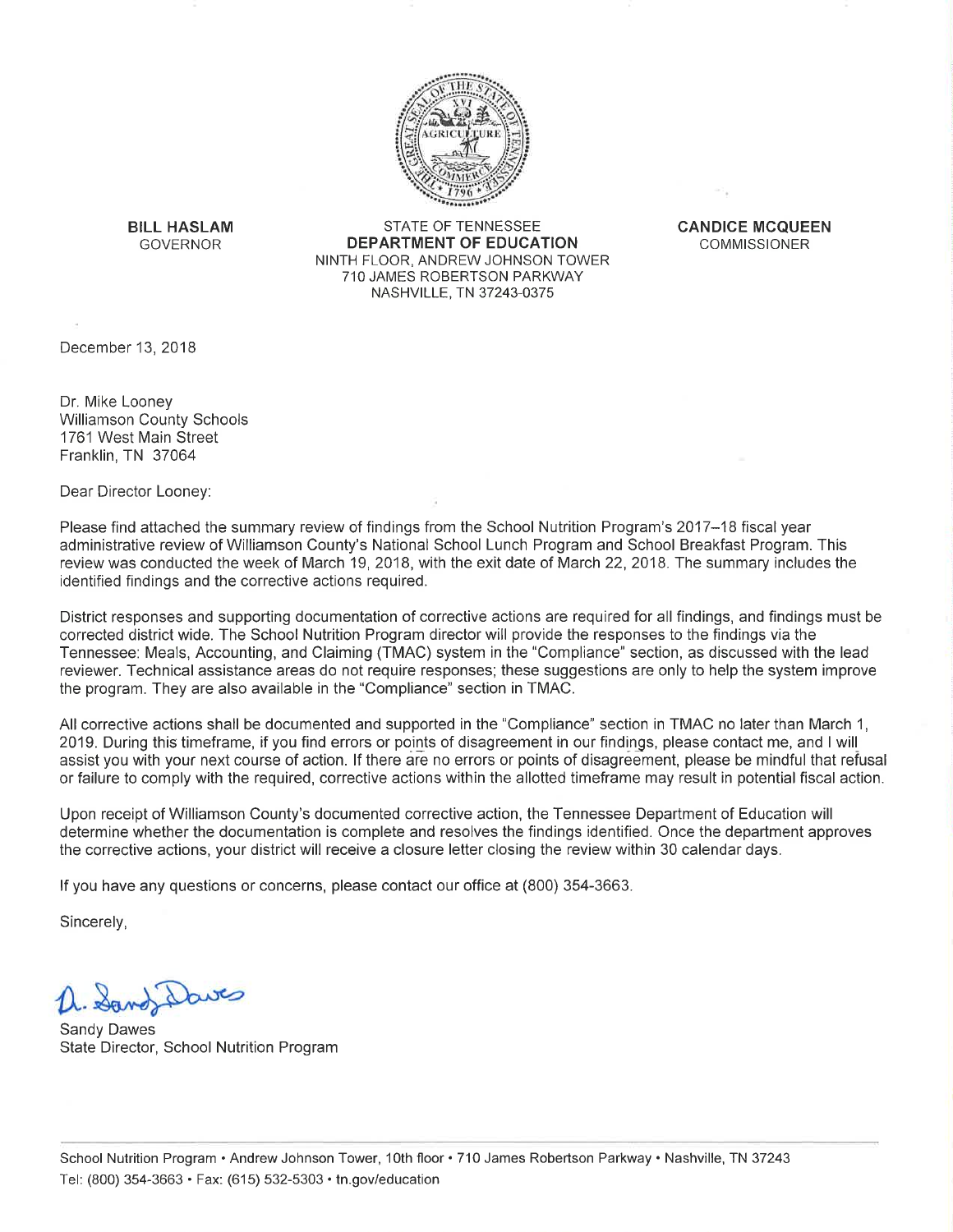**BILL HASLAM**
GOVERNOR

STATE OF TENNESSEE
**DEPARTMENT OF EDUCATION**
NINTH FLOOR, ANDREW JOHNSON TOWER
710 JAMES ROBERTSON PARKWAY
NASHVILLE, TN 37243-0375

**CANDICE MCQUEEN**
COMMISSIONER

December 13, 2018

Dr. Mike Looney
Williamson County Schools
1761 West Main Street
Franklin, TN 37064

Dear Director Looney:

Please find attached the summary review of findings from the School Nutrition Program's 2017–18 fiscal year administrative review of Williamson County's National School Lunch Program and School Breakfast Program. This review was conducted the week of March 19, 2018, with the exit date of March 22, 2018. The summary includes the identified findings and the corrective actions required.

District responses and supporting documentation of corrective actions are required for all findings, and findings must be corrected district wide. The School Nutrition Program director will provide the responses to the findings via the Tennessee: Meals, Accounting, and Claiming (TMAC) system in the "Compliance" section, as discussed with the lead reviewer. Technical assistance areas do not require responses; these suggestions are only to help the system improve the program. They are also available in the "Compliance" section in TMAC.

All corrective actions shall be documented and supported in the "Compliance" section in TMAC no later than March 1, 2019. During this timeframe, if you find errors or points of disagreement in our findings, please contact me, and I will assist you with your next course of action. If there are no errors or points of disagreement, please be mindful that refusal or failure to comply with the required, corrective actions within the allotted timeframe may result in potential fiscal action.

Upon receipt of Williamson County's documented corrective action, the Tennessee Department of Education will determine whether the documentation is complete and resolves the findings identified. Once the department approves the corrective actions, your district will receive a closure letter closing the review within 30 calendar days.

If you have any questions or concerns, please contact our office at (800) 354-3663.

Sincerely,

D. Sandy Dawes

Sandy Dawes
State Director, School Nutrition Program

School Nutrition Program • Andrew Johnson Tower, 10th floor • 710 James Robertson Parkway • Nashville, TN 37243
Tel: (800) 354-3663 • Fax: (615) 532-5303 • tn.gov/education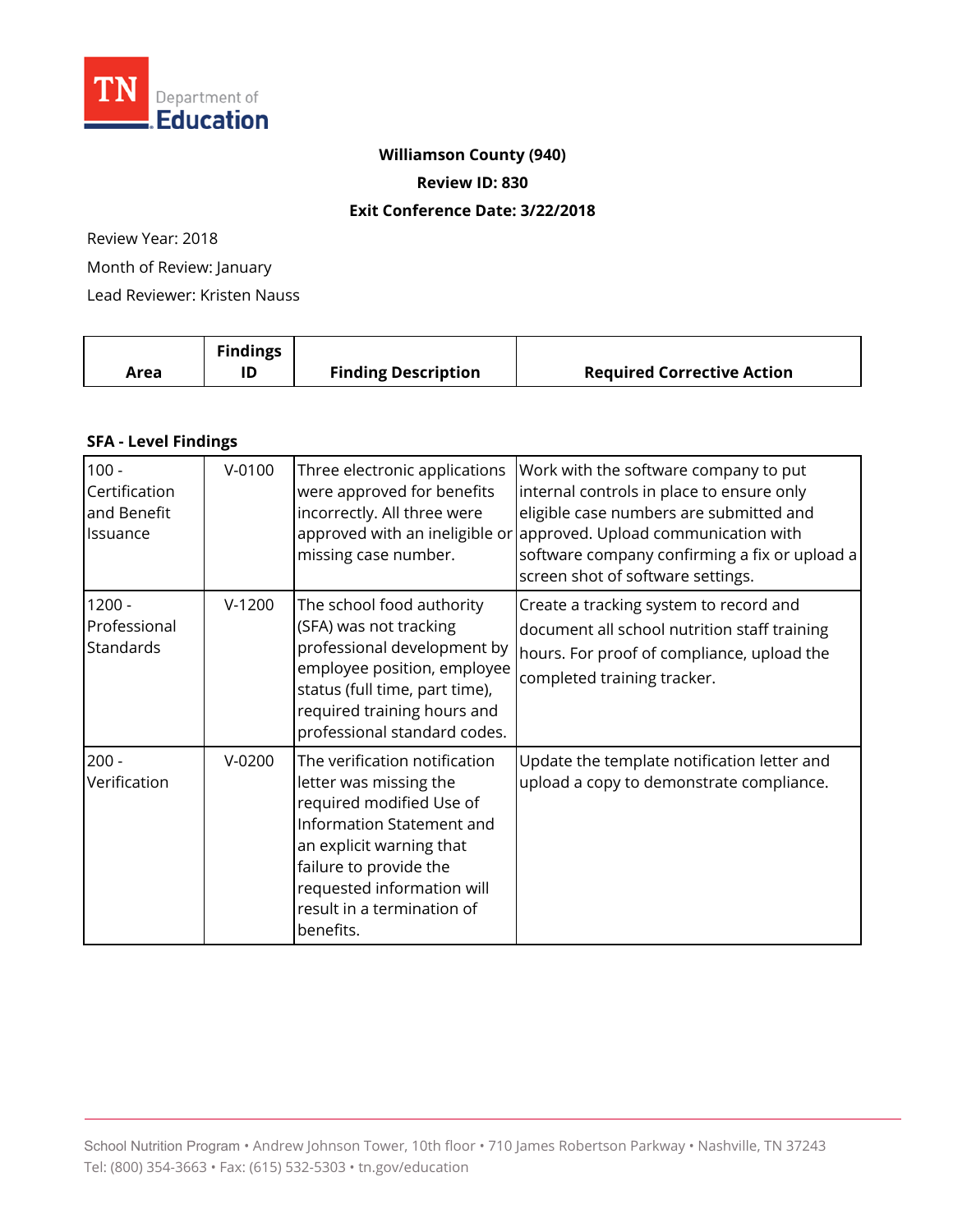TN Department of Education

**Williamson County (940)**

**Review ID: 830**

**Exit Conference Date: 3/22/2018**

Review Year: 2018

Month of Review: January

Lead Reviewer: Kristen Nauss

| Area | Findings ID | Finding Description | Required Corrective Action |
|---|---|---|---|
| **SFA - Level Findings** | | | |
| 100 - Certification and Benefit Issuance | V-0100 | Three electronic applications were approved for benefits incorrectly. All three were approved with an ineligible or missing case number. | Work with the software company to put internal controls in place to ensure only eligible case numbers are submitted and approved. Upload communication with software company confirming a fix or upload a screen shot of software settings. |
| 1200 - Professional Standards | V-1200 | The school food authority (SFA) was not tracking professional development by employee position, employee status (full time, part time), required training hours and professional standard codes. | Create a tracking system to record and document all school nutrition staff training hours. For proof of compliance, upload the completed training tracker. |
| 200 - Verification | V-0200 | The verification notification letter was missing the required modified Use of Information Statement and an explicit warning that failure to provide the requested information will result in a termination of benefits. | Update the template notification letter and upload a copy to demonstrate compliance. |

School Nutrition Program • Andrew Johnson Tower, 10th floor • 710 James Robertson Parkway • Nashville, TN 37243
Tel: (800) 354-3663 • Fax: (615) 532-5303 • tn.gov/education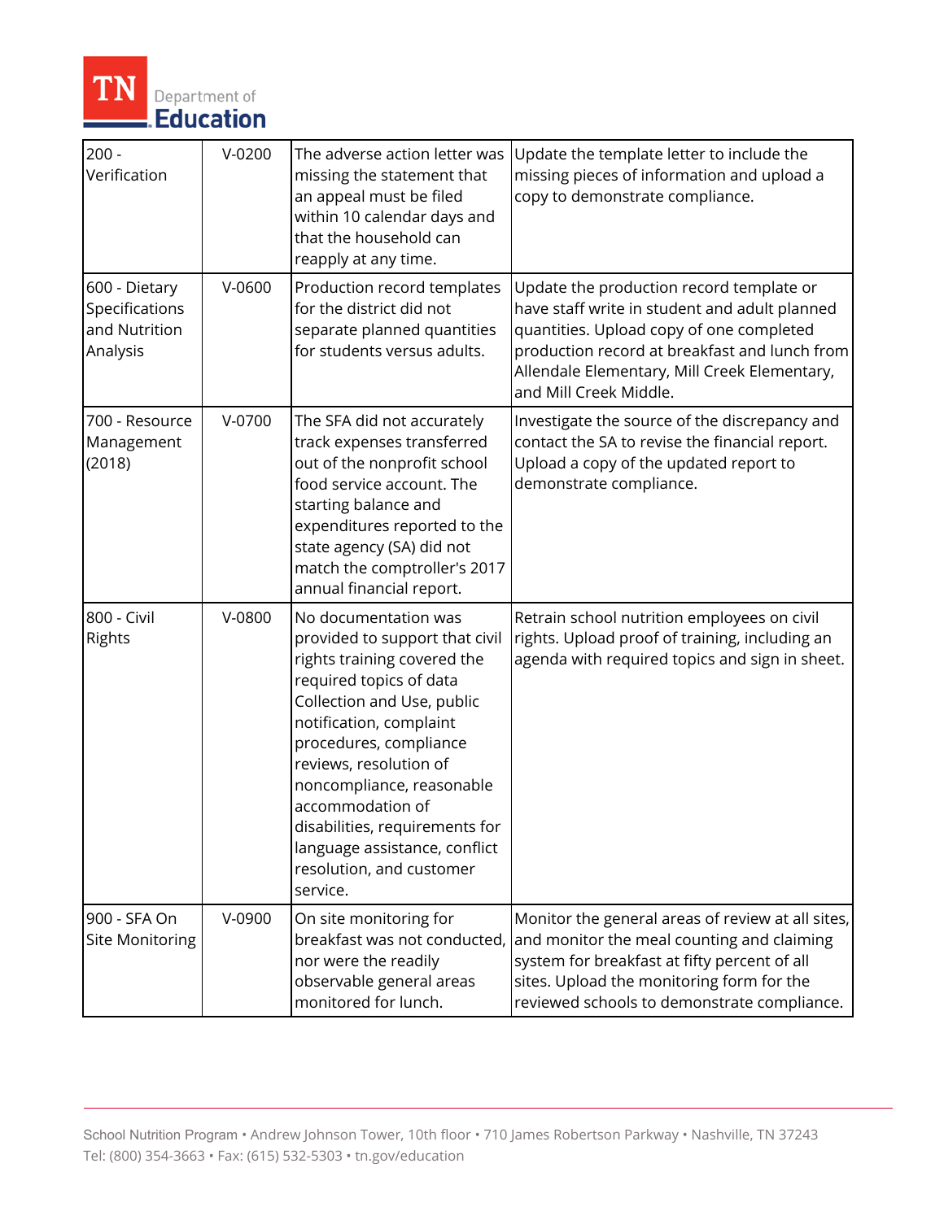| 200 - Verification | V-0200 | The adverse action letter was missing the statement that an appeal must be filed within 10 calendar days and that the household can reapply at any time. | Update the template letter to include the missing pieces of information and upload a copy to demonstrate compliance. |
|---|---|---|---|
| 600 - Dietary Specifications and Nutrition Analysis | V-0600 | Production record templates for the district did not separate planned quantities for students versus adults. | Update the production record template or have staff write in student and adult planned quantities. Upload copy of one completed production record at breakfast and lunch from Allendale Elementary, Mill Creek Elementary, and Mill Creek Middle. |
| 700 - Resource Management (2018) | V-0700 | The SFA did not accurately track expenses transferred out of the nonprofit school food service account. The starting balance and expenditures reported to the state agency (SA) did not match the comptroller's 2017 annual financial report. | Investigate the source of the discrepancy and contact the SA to revise the financial report. Upload a copy of the updated report to demonstrate compliance. |
| 800 - Civil Rights | V-0800 | No documentation was provided to support that civil rights training covered the required topics of data Collection and Use, public notification, complaint procedures, compliance reviews, resolution of noncompliance, reasonable accommodation of disabilities, requirements for language assistance, conflict resolution, and customer service. | Retrain school nutrition employees on civil rights. Upload proof of training, including an agenda with required topics and sign in sheet. |
| 900 - SFA On Site Monitoring | V-0900 | On site monitoring for breakfast was not conducted, nor were the readily observable general areas monitored for lunch. | Monitor the general areas of review at all sites, and monitor the meal counting and claiming system for breakfast at fifty percent of all sites. Upload the monitoring form for the reviewed schools to demonstrate compliance. |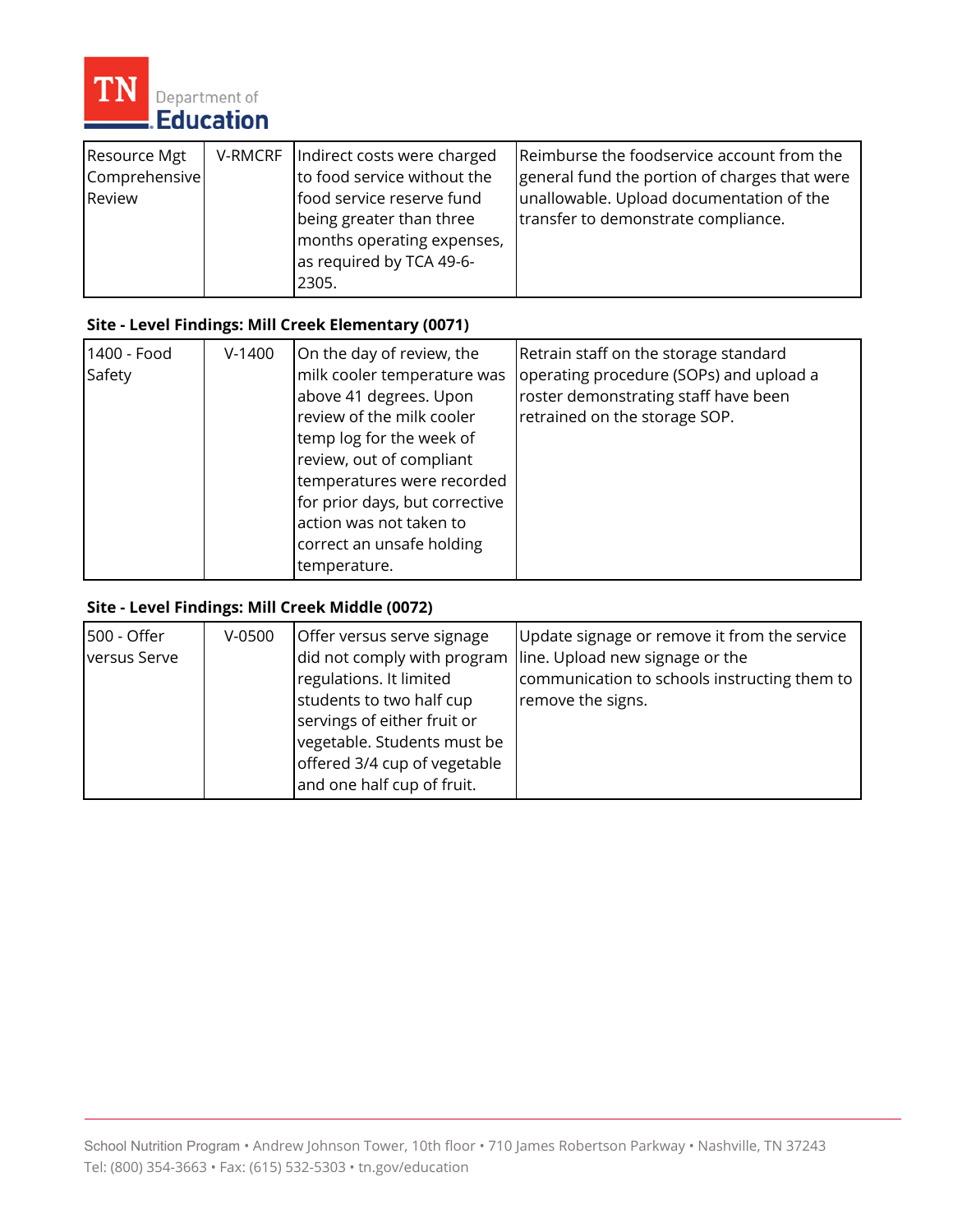| | | | |
|---|---|---|---|
| Resource Mgt Comprehensive Review | V-RMCRF | Indirect costs were charged to food service without the food service reserve fund being greater than three months operating expenses, as required by TCA 49-6-2305. | Reimburse the foodservice account from the general fund the portion of charges that were unallowable. Upload documentation of the transfer to demonstrate compliance. |

**Site - Level Findings: Mill Creek Elementary (0071)**

| | | | |
|---|---|---|---|
| 1400 - Food Safety | V-1400 | On the day of review, the milk cooler temperature was above 41 degrees. Upon review of the milk cooler temp log for the week of review, out of compliant temperatures were recorded for prior days, but corrective action was not taken to correct an unsafe holding temperature. | Retrain staff on the storage standard operating procedure (SOPs) and upload a roster demonstrating staff have been retrained on the storage SOP. |

**Site - Level Findings: Mill Creek Middle (0072)**

| | | | |
|---|---|---|---|
| 500 - Offer versus Serve | V-0500 | Offer versus serve signage did not comply with program regulations. It limited students to two half cup servings of either fruit or vegetable. Students must be offered 3/4 cup of vegetable and one half cup of fruit. | Update signage or remove it from the service line. Upload new signage or the communication to schools instructing them to remove the signs. |